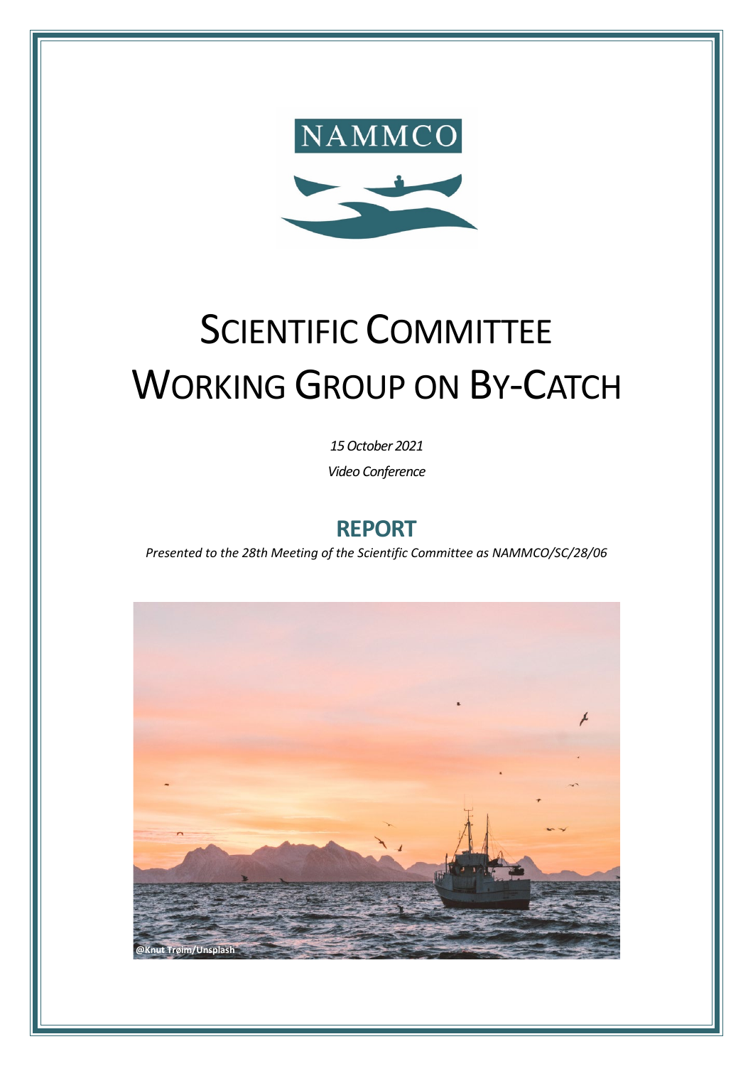NAMMCO

# Scientific Committee Working Group on By-Catch

*15 October 2021*

*Video Conference*

## REPORT

*Presented to the 28th Meeting of the Scientific Committee as NAMMCO/SC/28/06*

@Knut Trøim/Unsplash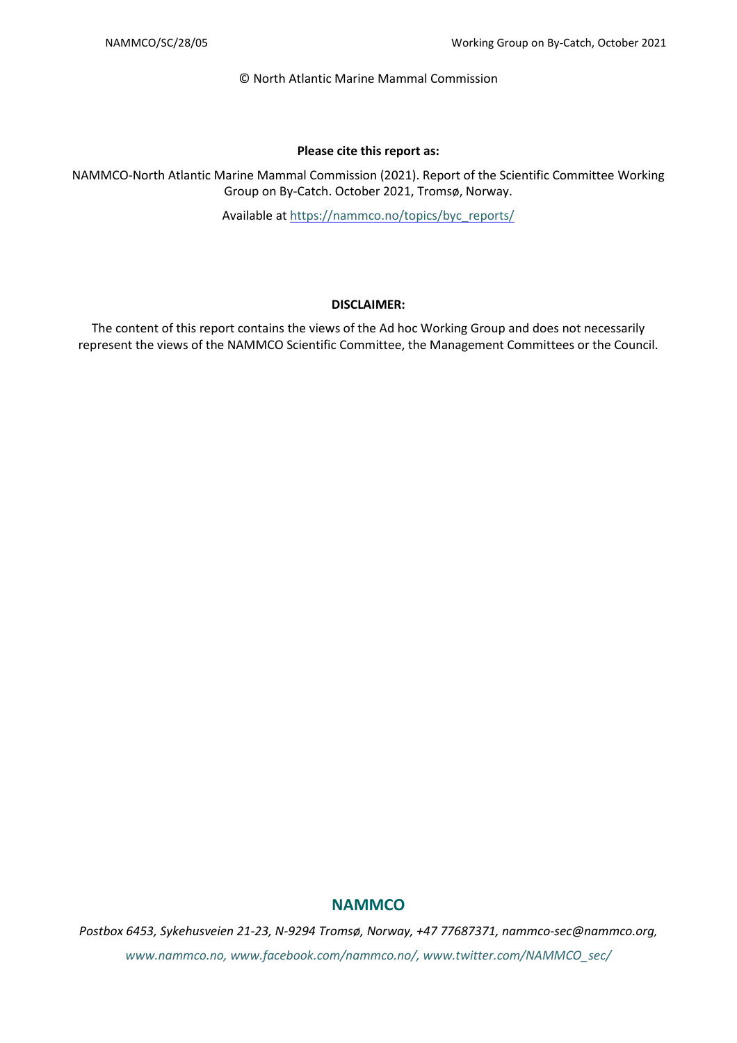© North Atlantic Marine Mammal Commission

**Please cite this report as:**

NAMMCO-North Atlantic Marine Mammal Commission (2021). Report of the Scientific Committee Working Group on By-Catch. October 2021, Tromsø, Norway.

Available at https://nammco.no/topics/byc_reports/

**DISCLAIMER:**

The content of this report contains the views of the Ad hoc Working Group and does not necessarily represent the views of the NAMMCO Scientific Committee, the Management Committees or the Council.

**NAMMCO**

*Postbox 6453, Sykehusveien 21-23, N-9294 Tromsø, Norway, +47 77687371, nammco-sec@nammco.org,*

*www.nammco.no, www.facebook.com/nammco.no/, www.twitter.com/NAMMCO_sec/*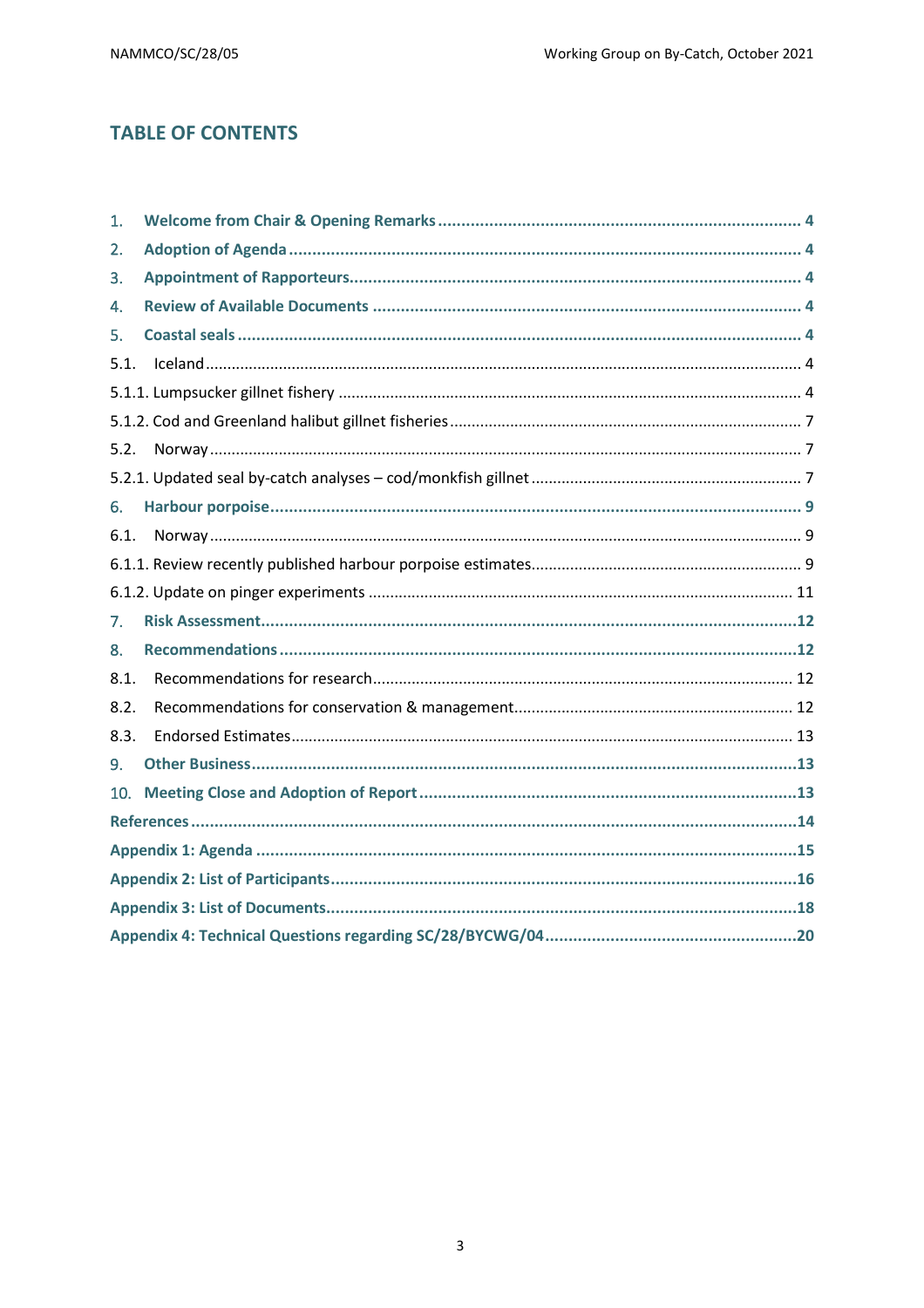# TABLE OF CONTENTS

1. **Welcome from Chair & Opening Remarks** ... 4
2. **Adoption of Agenda** ... 4
3. **Appointment of Rapporteurs** ... 4
4. **Review of Available Documents** ... 4
5. **Coastal seals** ... 4

5.1. Iceland ... 4

5.1.1. Lumpsucker gillnet fishery ... 4

5.1.2. Cod and Greenland halibut gillnet fisheries ... 7

5.2. Norway ... 7

5.2.1. Updated seal by-catch analyses – cod/monkfish gillnet ... 7

6. **Harbour porpoise** ... 9

6.1. Norway ... 9

6.1.1. Review recently published harbour porpoise estimates ... 9

6.1.2. Update on pinger experiments ... 11

7. **Risk Assessment** ... 12
8. **Recommendations** ... 12

8.1. Recommendations for research ... 12

8.2. Recommendations for conservation & management ... 12

8.3. Endorsed Estimates ... 13

9. **Other Business** ... 13
10. **Meeting Close and Adoption of Report** ... 13

**References** ... 14

**Appendix 1: Agenda** ... 15

**Appendix 2: List of Participants** ... 16

**Appendix 3: List of Documents** ... 18

**Appendix 4: Technical Questions regarding SC/28/BYCWG/04** ... 20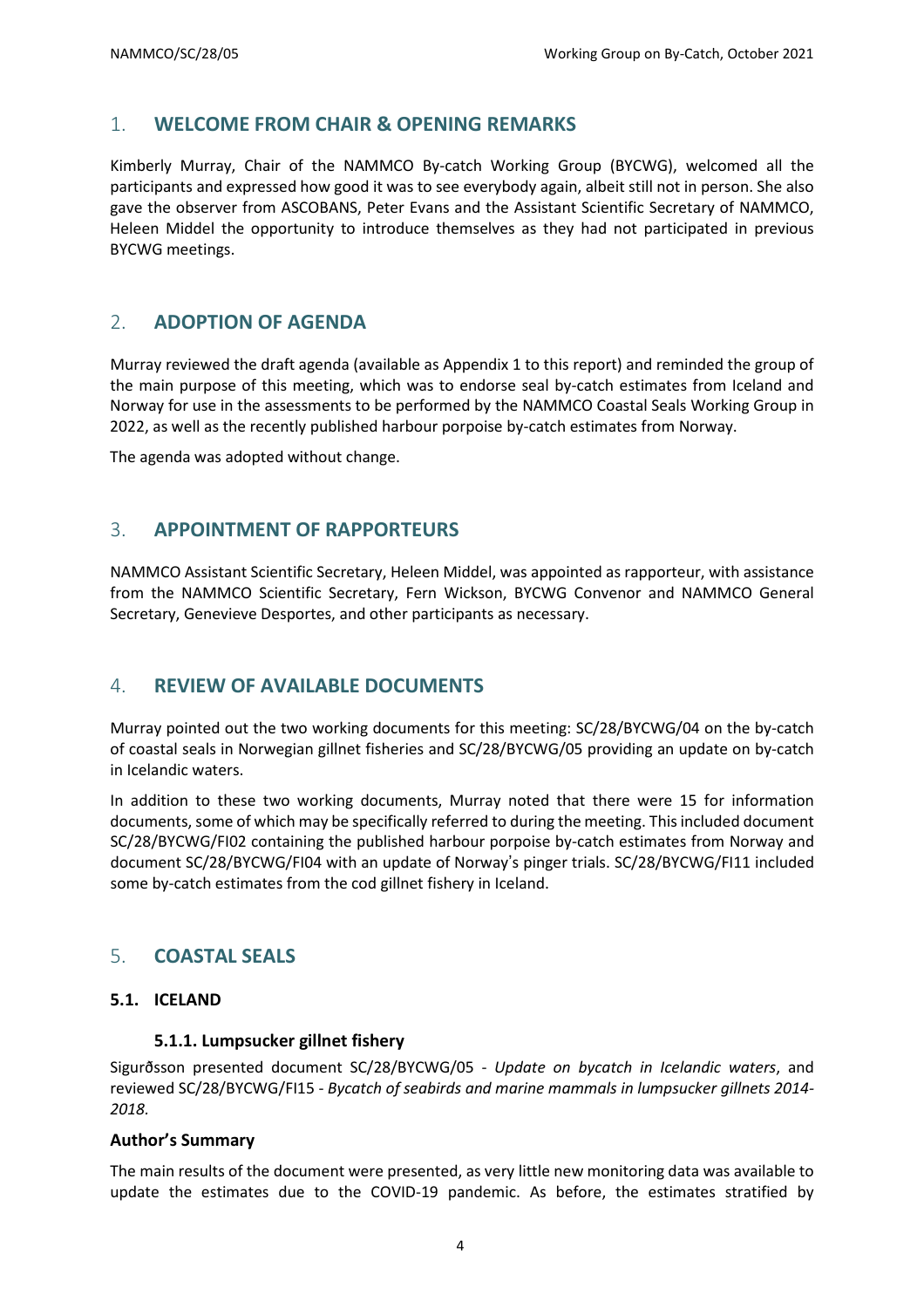## 1. WELCOME FROM CHAIR & OPENING REMARKS

Kimberly Murray, Chair of the NAMMCO By-catch Working Group (BYCWG), welcomed all the participants and expressed how good it was to see everybody again, albeit still not in person. She also gave the observer from ASCOBANS, Peter Evans and the Assistant Scientific Secretary of NAMMCO, Heleen Middel the opportunity to introduce themselves as they had not participated in previous BYCWG meetings.

## 2. ADOPTION OF AGENDA

Murray reviewed the draft agenda (available as Appendix 1 to this report) and reminded the group of the main purpose of this meeting, which was to endorse seal by-catch estimates from Iceland and Norway for use in the assessments to be performed by the NAMMCO Coastal Seals Working Group in 2022, as well as the recently published harbour porpoise by-catch estimates from Norway.

The agenda was adopted without change.

## 3. APPOINTMENT OF RAPPORTEURS

NAMMCO Assistant Scientific Secretary, Heleen Middel, was appointed as rapporteur, with assistance from the NAMMCO Scientific Secretary, Fern Wickson, BYCWG Convenor and NAMMCO General Secretary, Genevieve Desportes, and other participants as necessary.

## 4. REVIEW OF AVAILABLE DOCUMENTS

Murray pointed out the two working documents for this meeting: SC/28/BYCWG/04 on the by-catch of coastal seals in Norwegian gillnet fisheries and SC/28/BYCWG/05 providing an update on by-catch in Icelandic waters.

In addition to these two working documents, Murray noted that there were 15 for information documents, some of which may be specifically referred to during the meeting. This included document SC/28/BYCWG/FI02 containing the published harbour porpoise by-catch estimates from Norway and document SC/28/BYCWG/FI04 with an update of Norway's pinger trials. SC/28/BYCWG/FI11 included some by-catch estimates from the cod gillnet fishery in Iceland.

## 5. COASTAL SEALS

### 5.1. ICELAND

#### 5.1.1. Lumpsucker gillnet fishery

Sigurðsson presented document SC/28/BYCWG/05 - *Update on bycatch in Icelandic waters*, and reviewed SC/28/BYCWG/FI15 - *Bycatch of seabirds and marine mammals in lumpsucker gillnets 2014-2018.*

**Author's Summary**

The main results of the document were presented, as very little new monitoring data was available to update the estimates due to the COVID-19 pandemic. As before, the estimates stratified by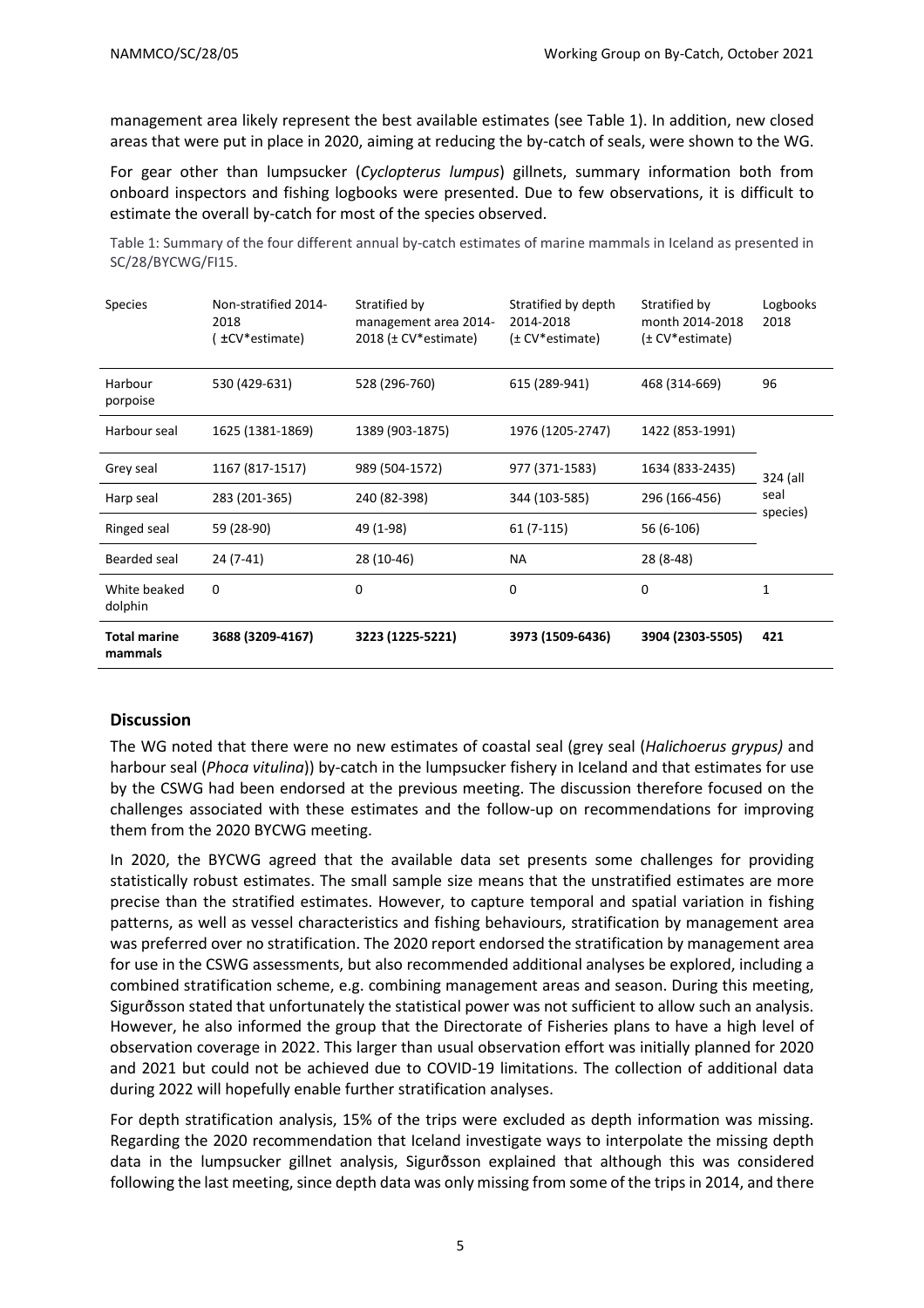management area likely represent the best available estimates (see Table 1). In addition, new closed areas that were put in place in 2020, aiming at reducing the by-catch of seals, were shown to the WG.

For gear other than lumpsucker (*Cyclopterus lumpus*) gillnets, summary information both from onboard inspectors and fishing logbooks were presented. Due to few observations, it is difficult to estimate the overall by-catch for most of the species observed.

Table 1: Summary of the four different annual by-catch estimates of marine mammals in Iceland as presented in SC/28/BYCWG/FI15.

| Species | Non-stratified 2014-2018 ( ±CV*estimate) | Stratified by management area 2014-2018 (± CV*estimate) | Stratified by depth 2014-2018 (± CV*estimate) | Stratified by month 2014-2018 (± CV*estimate) | Logbooks 2018 |
|---|---|---|---|---|---|
| Harbour porpoise | 530 (429-631) | 528 (296-760) | 615 (289-941) | 468 (314-669) | 96 |
| Harbour seal | 1625 (1381-1869) | 1389 (903-1875) | 1976 (1205-2747) | 1422 (853-1991) | 324 (all seal species) |
| Grey seal | 1167 (817-1517) | 989 (504-1572) | 977 (371-1583) | 1634 (833-2435) | |
| Harp seal | 283 (201-365) | 240 (82-398) | 344 (103-585) | 296 (166-456) | |
| Ringed seal | 59 (28-90) | 49 (1-98) | 61 (7-115) | 56 (6-106) | |
| Bearded seal | 24 (7-41) | 28 (10-46) | NA | 28 (8-48) | |
| White beaked dolphin | 0 | 0 | 0 | 0 | 1 |
| **Total marine mammals** | **3688 (3209-4167)** | **3223 (1225-5221)** | **3973 (1509-6436)** | **3904 (2303-5505)** | **421** |

## Discussion

The WG noted that there were no new estimates of coastal seal (grey seal (*Halichoerus grypus)* and harbour seal (*Phoca vitulina*)) by-catch in the lumpsucker fishery in Iceland and that estimates for use by the CSWG had been endorsed at the previous meeting. The discussion therefore focused on the challenges associated with these estimates and the follow-up on recommendations for improving them from the 2020 BYCWG meeting.

In 2020, the BYCWG agreed that the available data set presents some challenges for providing statistically robust estimates. The small sample size means that the unstratified estimates are more precise than the stratified estimates. However, to capture temporal and spatial variation in fishing patterns, as well as vessel characteristics and fishing behaviours, stratification by management area was preferred over no stratification. The 2020 report endorsed the stratification by management area for use in the CSWG assessments, but also recommended additional analyses be explored, including a combined stratification scheme, e.g. combining management areas and season. During this meeting, Sigurðsson stated that unfortunately the statistical power was not sufficient to allow such an analysis. However, he also informed the group that the Directorate of Fisheries plans to have a high level of observation coverage in 2022. This larger than usual observation effort was initially planned for 2020 and 2021 but could not be achieved due to COVID-19 limitations. The collection of additional data during 2022 will hopefully enable further stratification analyses.

For depth stratification analysis, 15% of the trips were excluded as depth information was missing. Regarding the 2020 recommendation that Iceland investigate ways to interpolate the missing depth data in the lumpsucker gillnet analysis, Sigurðsson explained that although this was considered following the last meeting, since depth data was only missing from some of the trips in 2014, and there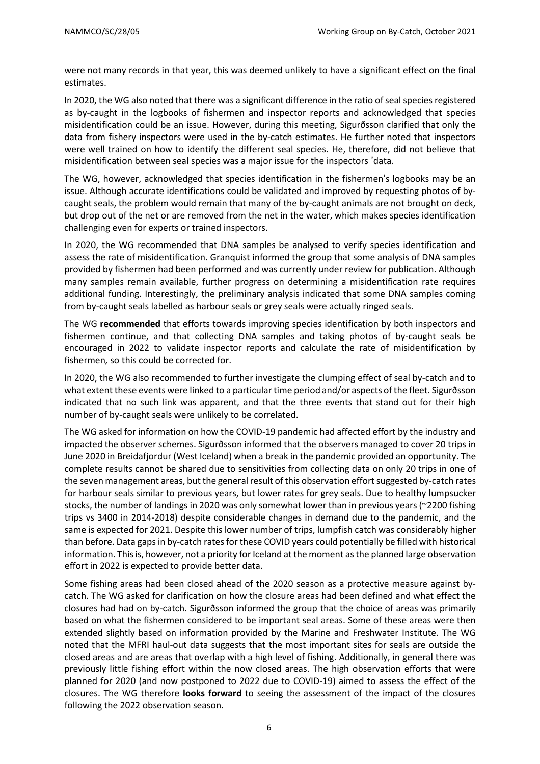were not many records in that year, this was deemed unlikely to have a significant effect on the final estimates.

In 2020, the WG also noted that there was a significant difference in the ratio of seal species registered as by-caught in the logbooks of fishermen and inspector reports and acknowledged that species misidentification could be an issue. However, during this meeting, Sigurðsson clarified that only the data from fishery inspectors were used in the by-catch estimates. He further noted that inspectors were well trained on how to identify the different seal species. He, therefore, did not believe that misidentification between seal species was a major issue for the inspectors 'data.

The WG, however, acknowledged that species identification in the fishermen's logbooks may be an issue. Although accurate identifications could be validated and improved by requesting photos of by-caught seals, the problem would remain that many of the by-caught animals are not brought on deck, but drop out of the net or are removed from the net in the water, which makes species identification challenging even for experts or trained inspectors.

In 2020, the WG recommended that DNA samples be analysed to verify species identification and assess the rate of misidentification. Granquist informed the group that some analysis of DNA samples provided by fishermen had been performed and was currently under review for publication. Although many samples remain available, further progress on determining a misidentification rate requires additional funding. Interestingly, the preliminary analysis indicated that some DNA samples coming from by-caught seals labelled as harbour seals or grey seals were actually ringed seals.

The WG **recommended** that efforts towards improving species identification by both inspectors and fishermen continue, and that collecting DNA samples and taking photos of by-caught seals be encouraged in 2022 to validate inspector reports and calculate the rate of misidentification by fishermen*,* so this could be corrected for.

In 2020, the WG also recommended to further investigate the clumping effect of seal by-catch and to what extent these events were linked to a particular time period and/or aspects of the fleet. Sigurðsson indicated that no such link was apparent, and that the three events that stand out for their high number of by-caught seals were unlikely to be correlated.

The WG asked for information on how the COVID-19 pandemic had affected effort by the industry and impacted the observer schemes. Sigurðsson informed that the observers managed to cover 20 trips in June 2020 in Breidafjordur (West Iceland) when a break in the pandemic provided an opportunity. The complete results cannot be shared due to sensitivities from collecting data on only 20 trips in one of the seven management areas, but the general result of this observation effort suggested by-catch rates for harbour seals similar to previous years, but lower rates for grey seals. Due to healthy lumpsucker stocks, the number of landings in 2020 was only somewhat lower than in previous years (~2200 fishing trips vs 3400 in 2014-2018) despite considerable changes in demand due to the pandemic, and the same is expected for 2021. Despite this lower number of trips, lumpfish catch was considerably higher than before. Data gaps in by-catch rates for these COVID years could potentially be filled with historical information. This is, however, not a priority for Iceland at the moment as the planned large observation effort in 2022 is expected to provide better data.

Some fishing areas had been closed ahead of the 2020 season as a protective measure against by-catch. The WG asked for clarification on how the closure areas had been defined and what effect the closures had had on by-catch. Sigurðsson informed the group that the choice of areas was primarily based on what the fishermen considered to be important seal areas. Some of these areas were then extended slightly based on information provided by the Marine and Freshwater Institute. The WG noted that the MFRI haul-out data suggests that the most important sites for seals are outside the closed areas and are areas that overlap with a high level of fishing. Additionally, in general there was previously little fishing effort within the now closed areas. The high observation efforts that were planned for 2020 (and now postponed to 2022 due to COVID-19) aimed to assess the effect of the closures. The WG therefore **looks forward** to seeing the assessment of the impact of the closures following the 2022 observation season.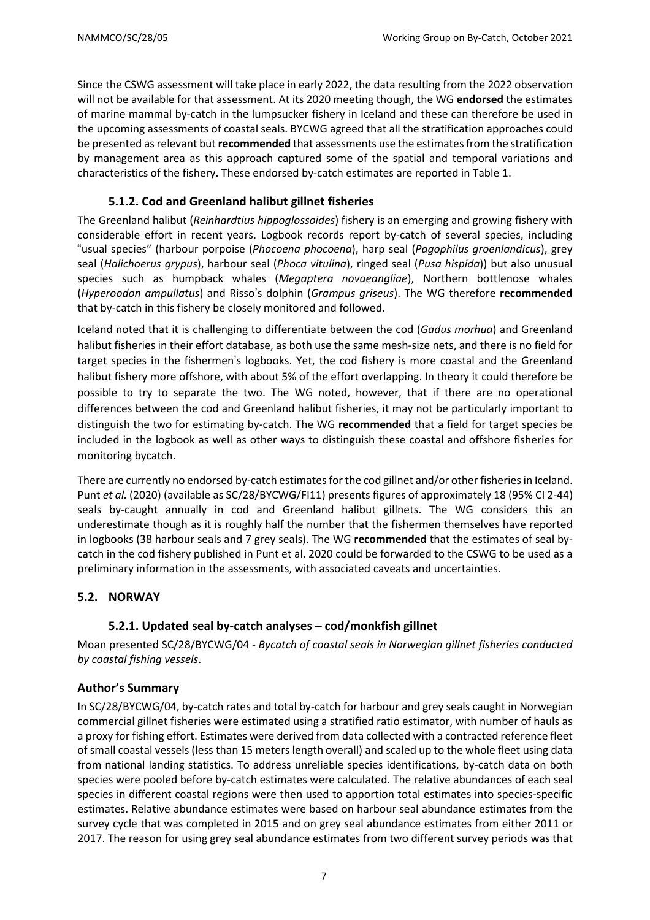Since the CSWG assessment will take place in early 2022, the data resulting from the 2022 observation will not be available for that assessment. At its 2020 meeting though, the WG **endorsed** the estimates of marine mammal by-catch in the lumpsucker fishery in Iceland and these can therefore be used in the upcoming assessments of coastal seals. BYCWG agreed that all the stratification approaches could be presented as relevant but **recommended** that assessments use the estimates from the stratification by management area as this approach captured some of the spatial and temporal variations and characteristics of the fishery. These endorsed by-catch estimates are reported in Table 1.

### 5.1.2. Cod and Greenland halibut gillnet fisheries

The Greenland halibut (*Reinhardtius hippoglossoides*) fishery is an emerging and growing fishery with considerable effort in recent years. Logbook records report by-catch of several species, including "usual species" (harbour porpoise (*Phocoena phocoena*), harp seal (*Pagophilus groenlandicus*), grey seal (*Halichoerus grypus*), harbour seal (*Phoca vitulina*), ringed seal (*Pusa hispida*)) but also unusual species such as humpback whales (*Megaptera novaeangliae*), Northern bottlenose whales (*Hyperoodon ampullatus*) and Risso's dolphin (*Grampus griseus*). The WG therefore **recommended** that by-catch in this fishery be closely monitored and followed.

Iceland noted that it is challenging to differentiate between the cod (*Gadus morhua*) and Greenland halibut fisheries in their effort database, as both use the same mesh-size nets, and there is no field for target species in the fishermen's logbooks. Yet, the cod fishery is more coastal and the Greenland halibut fishery more offshore, with about 5% of the effort overlapping. In theory it could therefore be possible to try to separate the two. The WG noted, however, that if there are no operational differences between the cod and Greenland halibut fisheries, it may not be particularly important to distinguish the two for estimating by-catch. The WG **recommended** that a field for target species be included in the logbook as well as other ways to distinguish these coastal and offshore fisheries for monitoring bycatch.

There are currently no endorsed by-catch estimates for the cod gillnet and/or other fisheries in Iceland. Punt *et al.* (2020) (available as SC/28/BYCWG/FI11) presents figures of approximately 18 (95% CI 2-44) seals by-caught annually in cod and Greenland halibut gillnets. The WG considers this an underestimate though as it is roughly half the number that the fishermen themselves have reported in logbooks (38 harbour seals and 7 grey seals). The WG **recommended** that the estimates of seal by-catch in the cod fishery published in Punt et al. 2020 could be forwarded to the CSWG to be used as a preliminary information in the assessments, with associated caveats and uncertainties.

## 5.2. NORWAY

### 5.2.1. Updated seal by-catch analyses – cod/monkfish gillnet

Moan presented SC/28/BYCWG/04 - *Bycatch of coastal seals in Norwegian gillnet fisheries conducted by coastal fishing vessels*.

### Author's Summary

In SC/28/BYCWG/04, by-catch rates and total by-catch for harbour and grey seals caught in Norwegian commercial gillnet fisheries were estimated using a stratified ratio estimator, with number of hauls as a proxy for fishing effort. Estimates were derived from data collected with a contracted reference fleet of small coastal vessels (less than 15 meters length overall) and scaled up to the whole fleet using data from national landing statistics. To address unreliable species identifications, by-catch data on both species were pooled before by-catch estimates were calculated. The relative abundances of each seal species in different coastal regions were then used to apportion total estimates into species-specific estimates. Relative abundance estimates were based on harbour seal abundance estimates from the survey cycle that was completed in 2015 and on grey seal abundance estimates from either 2011 or 2017. The reason for using grey seal abundance estimates from two different survey periods was that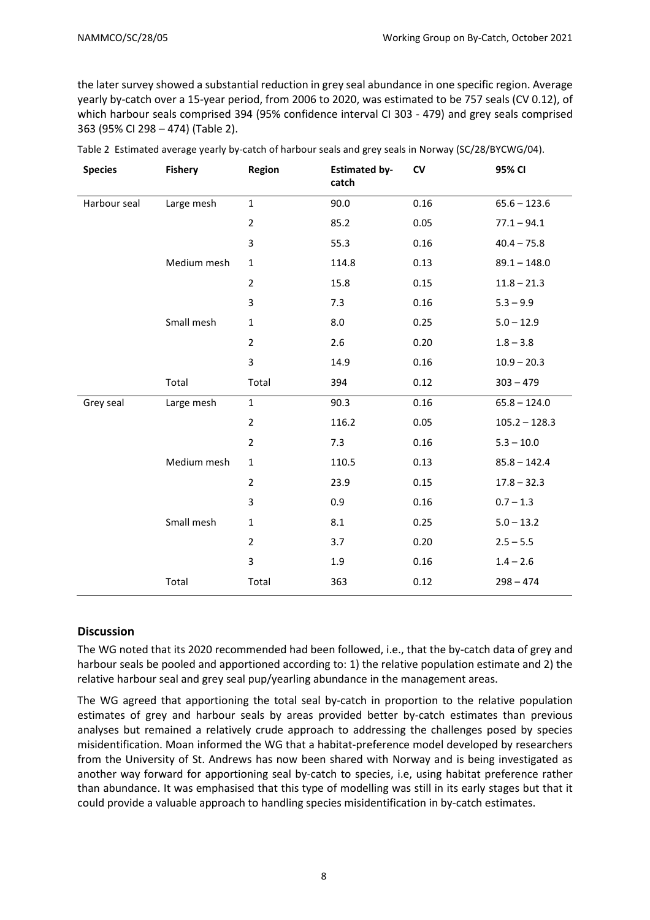the later survey showed a substantial reduction in grey seal abundance in one specific region. Average yearly by-catch over a 15-year period, from 2006 to 2020, was estimated to be 757 seals (CV 0.12), of which harbour seals comprised 394 (95% confidence interval CI 303 - 479) and grey seals comprised 363 (95% CI 298 – 474) (Table 2).

Table 2 Estimated average yearly by-catch of harbour seals and grey seals in Norway (SC/28/BYCWG/04).

| Species | Fishery | Region | Estimated by-catch | CV | 95% CI |
|---|---|---|---|---|---|
| Harbour seal | Large mesh | 1 | 90.0 | 0.16 | 65.6 – 123.6 |
| | | 2 | 85.2 | 0.05 | 77.1 – 94.1 |
| | | 3 | 55.3 | 0.16 | 40.4 – 75.8 |
| | Medium mesh | 1 | 114.8 | 0.13 | 89.1 – 148.0 |
| | | 2 | 15.8 | 0.15 | 11.8 – 21.3 |
| | | 3 | 7.3 | 0.16 | 5.3 – 9.9 |
| | Small mesh | 1 | 8.0 | 0.25 | 5.0 – 12.9 |
| | | 2 | 2.6 | 0.20 | 1.8 – 3.8 |
| | | 3 | 14.9 | 0.16 | 10.9 – 20.3 |
| | Total | Total | 394 | 0.12 | 303 – 479 |
| Grey seal | Large mesh | 1 | 90.3 | 0.16 | 65.8 – 124.0 |
| | | 2 | 116.2 | 0.05 | 105.2 – 128.3 |
| | | 2 | 7.3 | 0.16 | 5.3 – 10.0 |
| | Medium mesh | 1 | 110.5 | 0.13 | 85.8 – 142.4 |
| | | 2 | 23.9 | 0.15 | 17.8 – 32.3 |
| | | 3 | 0.9 | 0.16 | 0.7 – 1.3 |
| | Small mesh | 1 | 8.1 | 0.25 | 5.0 – 13.2 |
| | | 2 | 3.7 | 0.20 | 2.5 – 5.5 |
| | | 3 | 1.9 | 0.16 | 1.4 – 2.6 |
| | Total | Total | 363 | 0.12 | 298 – 474 |

### Discussion

The WG noted that its 2020 recommended had been followed, i.e., that the by-catch data of grey and harbour seals be pooled and apportioned according to: 1) the relative population estimate and 2) the relative harbour seal and grey seal pup/yearling abundance in the management areas.

The WG agreed that apportioning the total seal by-catch in proportion to the relative population estimates of grey and harbour seals by areas provided better by-catch estimates than previous analyses but remained a relatively crude approach to addressing the challenges posed by species misidentification. Moan informed the WG that a habitat-preference model developed by researchers from the University of St. Andrews has now been shared with Norway and is being investigated as another way forward for apportioning seal by-catch to species, i.e, using habitat preference rather than abundance. It was emphasised that this type of modelling was still in its early stages but that it could provide a valuable approach to handling species misidentification in by-catch estimates.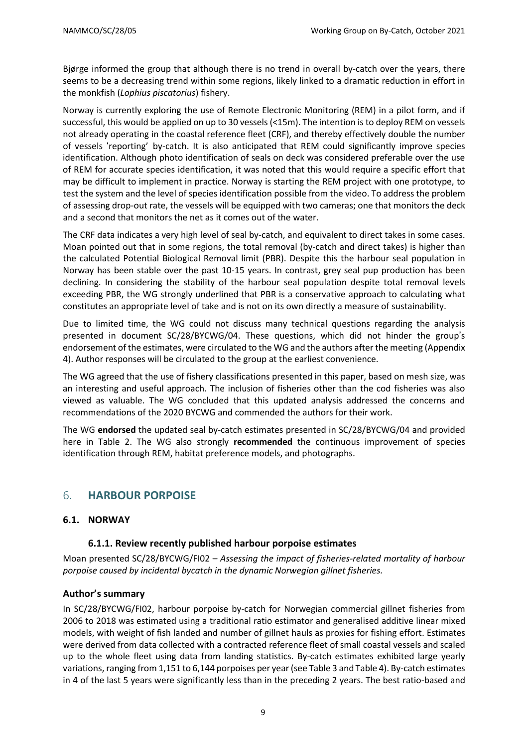Bjørge informed the group that although there is no trend in overall by-catch over the years, there seems to be a decreasing trend within some regions, likely linked to a dramatic reduction in effort in the monkfish (*Lophius piscatorius*) fishery.

Norway is currently exploring the use of Remote Electronic Monitoring (REM) in a pilot form, and if successful, this would be applied on up to 30 vessels (<15m). The intention is to deploy REM on vessels not already operating in the coastal reference fleet (CRF), and thereby effectively double the number of vessels 'reporting' by-catch. It is also anticipated that REM could significantly improve species identification. Although photo identification of seals on deck was considered preferable over the use of REM for accurate species identification, it was noted that this would require a specific effort that may be difficult to implement in practice. Norway is starting the REM project with one prototype, to test the system and the level of species identification possible from the video. To address the problem of assessing drop-out rate, the vessels will be equipped with two cameras; one that monitors the deck and a second that monitors the net as it comes out of the water.

The CRF data indicates a very high level of seal by-catch, and equivalent to direct takes in some cases. Moan pointed out that in some regions, the total removal (by-catch and direct takes) is higher than the calculated Potential Biological Removal limit (PBR). Despite this the harbour seal population in Norway has been stable over the past 10-15 years. In contrast, grey seal pup production has been declining. In considering the stability of the harbour seal population despite total removal levels exceeding PBR, the WG strongly underlined that PBR is a conservative approach to calculating what constitutes an appropriate level of take and is not on its own directly a measure of sustainability.

Due to limited time, the WG could not discuss many technical questions regarding the analysis presented in document SC/28/BYCWG/04. These questions, which did not hinder the group's endorsement of the estimates, were circulated to the WG and the authors after the meeting (Appendix 4). Author responses will be circulated to the group at the earliest convenience.

The WG agreed that the use of fishery classifications presented in this paper, based on mesh size, was an interesting and useful approach. The inclusion of fisheries other than the cod fisheries was also viewed as valuable. The WG concluded that this updated analysis addressed the concerns and recommendations of the 2020 BYCWG and commended the authors for their work.

The WG **endorsed** the updated seal by-catch estimates presented in SC/28/BYCWG/04 and provided here in Table 2. The WG also strongly **recommended** the continuous improvement of species identification through REM, habitat preference models, and photographs.

## 6. HARBOUR PORPOISE

### 6.1. NORWAY

#### 6.1.1. Review recently published harbour porpoise estimates

Moan presented SC/28/BYCWG/FI02 – *Assessing the impact of fisheries-related mortality of harbour porpoise caused by incidental bycatch in the dynamic Norwegian gillnet fisheries.*

#### Author's summary

In SC/28/BYCWG/FI02, harbour porpoise by-catch for Norwegian commercial gillnet fisheries from 2006 to 2018 was estimated using a traditional ratio estimator and generalised additive linear mixed models, with weight of fish landed and number of gillnet hauls as proxies for fishing effort. Estimates were derived from data collected with a contracted reference fleet of small coastal vessels and scaled up to the whole fleet using data from landing statistics. By-catch estimates exhibited large yearly variations, ranging from 1,151 to 6,144 porpoises per year (see Table 3 and Table 4). By-catch estimates in 4 of the last 5 years were significantly less than in the preceding 2 years. The best ratio-based and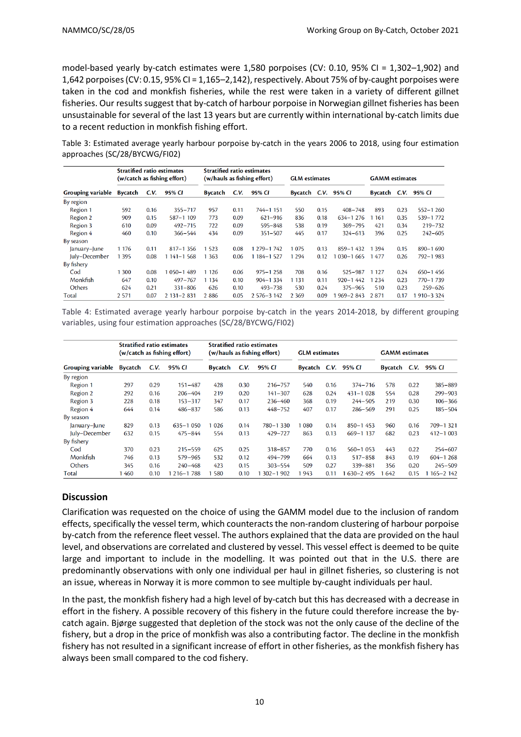model-based yearly by-catch estimates were 1,580 porpoises (CV: 0.10, 95% CI = 1,302–1,902) and 1,642 porpoises (CV: 0.15, 95% CI = 1,165–2,142), respectively. About 75% of by-caught porpoises were taken in the cod and monkfish fisheries, while the rest were taken in a variety of different gillnet fisheries. Our results suggest that by-catch of harbour porpoise in Norwegian gillnet fisheries has been unsustainable for several of the last 13 years but are currently within international by-catch limits due to a recent reduction in monkfish fishing effort.

Table 3: Estimated average yearly harbour porpoise by-catch in the years 2006 to 2018, using four estimation approaches (SC/28/BYCWG/FI02)

| | Stratified ratio estimates (w/catch as fishing effort) | | | Stratified ratio estimates (w/hauls as fishing effort) | | | GLM estimates | | | GAMM estimates | | |
|---|---|---|---|---|---|---|---|---|---|---|---|---|
| Grouping variable | Bycatch | C.V. | 95% CI | Bycatch | C.V. | 95% CI | Bycatch | C.V. | 95% CI | Bycatch | C.V. | 95% CI |
| By region | | | | | | | | | | | | |
| Region 1 | 592 | 0.16 | 355–717 | 957 | 0.11 | 744–1 151 | 550 | 0.15 | 408–748 | 893 | 0.23 | 552–1 260 |
| Region 2 | 909 | 0.15 | 587–1 109 | 773 | 0.09 | 621–916 | 836 | 0.18 | 634–1 276 | 1 161 | 0.35 | 539–1 772 |
| Region 3 | 610 | 0.09 | 492–715 | 722 | 0.09 | 595–848 | 538 | 0.19 | 369–795 | 421 | 0.34 | 219–732 |
| Region 4 | 460 | 0.10 | 366–544 | 434 | 0.09 | 351–507 | 445 | 0.17 | 324–613 | 396 | 0.25 | 242–605 |
| By season | | | | | | | | | | | | |
| January–June | 1 176 | 0.11 | 817–1 356 | 1 523 | 0.08 | 1 279–1 742 | 1 075 | 0.13 | 859–1 432 | 1 394 | 0.15 | 890–1 690 |
| July–December | 1 395 | 0.08 | 1 141–1 568 | 1 363 | 0.06 | 1 184–1 527 | 1 294 | 0.12 | 1 030–1 665 | 1 477 | 0.26 | 792–1 983 |
| By fishery | | | | | | | | | | | | |
| Cod | 1 300 | 0.08 | 1 050–1 489 | 1 126 | 0.06 | 975–1 258 | 708 | 0.16 | 525–987 | 1 127 | 0.24 | 650–1 456 |
| Monkfish | 647 | 0.10 | 497–767 | 1 134 | 0.10 | 904–1 334 | 1 131 | 0.11 | 920–1 442 | 1 234 | 0.23 | 770–1 739 |
| Others | 624 | 0.21 | 331–806 | 626 | 0.10 | 493–738 | 530 | 0.24 | 375–965 | 510 | 0.23 | 259–626 |
| Total | 2 571 | 0.07 | 2 131–2 831 | 2 886 | 0.05 | 2 576–3 142 | 2 369 | 0.09 | 1 969–2 843 | 2 871 | 0.17 | 1 910–3 324 |

Table 4: Estimated average yearly harbour porpoise by-catch in the years 2014-2018, by different grouping variables, using four estimation approaches (SC/28/BYCWG/FI02)

| | Stratified ratio estimates (w/catch as fishing effort) | | | Stratified ratio estimates (w/hauls as fishing effort) | | | GLM estimates | | | GAMM estimates | | |
|---|---|---|---|---|---|---|---|---|---|---|---|---|
| Grouping variable | Bycatch | C.V. | 95% CI | Bycatch | C.V. | 95% CI | Bycatch | C.V. | 95% CI | Bycatch | C.V. | 95% CI |
| By region | | | | | | | | | | | | |
| Region 1 | 297 | 0.29 | 151–487 | 428 | 0.30 | 216–757 | 540 | 0.16 | 374–716 | 578 | 0.22 | 385–889 |
| Region 2 | 292 | 0.16 | 206–404 | 219 | 0.20 | 141–307 | 628 | 0.24 | 431–1 028 | 554 | 0.28 | 299–903 |
| Region 3 | 228 | 0.18 | 153–317 | 347 | 0.17 | 236–460 | 368 | 0.19 | 244–505 | 219 | 0.30 | 106–366 |
| Region 4 | 644 | 0.14 | 486–837 | 586 | 0.13 | 448–752 | 407 | 0.17 | 286–569 | 291 | 0.25 | 185–504 |
| By season | | | | | | | | | | | | |
| January–June | 829 | 0.13 | 635–1 050 | 1 026 | 0.14 | 780–1 330 | 1 080 | 0.14 | 850–1 453 | 960 | 0.16 | 709–1 321 |
| July–December | 632 | 0.15 | 475–844 | 554 | 0.13 | 429–727 | 863 | 0.13 | 669–1 137 | 682 | 0.23 | 412–1 003 |
| By fishery | | | | | | | | | | | | |
| Cod | 370 | 0.23 | 215–559 | 625 | 0.25 | 318–857 | 770 | 0.16 | 560–1 053 | 443 | 0.22 | 254–607 |
| Monkfish | 746 | 0.13 | 579–965 | 532 | 0.12 | 494–799 | 664 | 0.13 | 517–858 | 843 | 0.19 | 604–1 268 |
| Others | 345 | 0.16 | 240–468 | 423 | 0.15 | 303–554 | 509 | 0.27 | 339–881 | 356 | 0.20 | 245–509 |
| Total | 1 460 | 0.10 | 1 216–1 788 | 1 580 | 0.10 | 1 302–1 902 | 1 943 | 0.11 | 1 630–2 495 | 1 642 | 0.15 | 1 165–2 142 |

## Discussion

Clarification was requested on the choice of using the GAMM model due to the inclusion of random effects, specifically the vessel term, which counteracts the non-random clustering of harbour porpoise by-catch from the reference fleet vessel. The authors explained that the data are provided on the haul level, and observations are correlated and clustered by vessel. This vessel effect is deemed to be quite large and important to include in the modelling. It was pointed out that in the U.S. there are predominantly observations with only one individual per haul in gillnet fisheries, so clustering is not an issue, whereas in Norway it is more common to see multiple by-caught individuals per haul.

In the past, the monkfish fishery had a high level of by-catch but this has decreased with a decrease in effort in the fishery. A possible recovery of this fishery in the future could therefore increase the by-catch again. Bjørge suggested that depletion of the stock was not the only cause of the decline of the fishery, but a drop in the price of monkfish was also a contributing factor. The decline in the monkfish fishery has not resulted in a significant increase of effort in other fisheries, as the monkfish fishery has always been small compared to the cod fishery.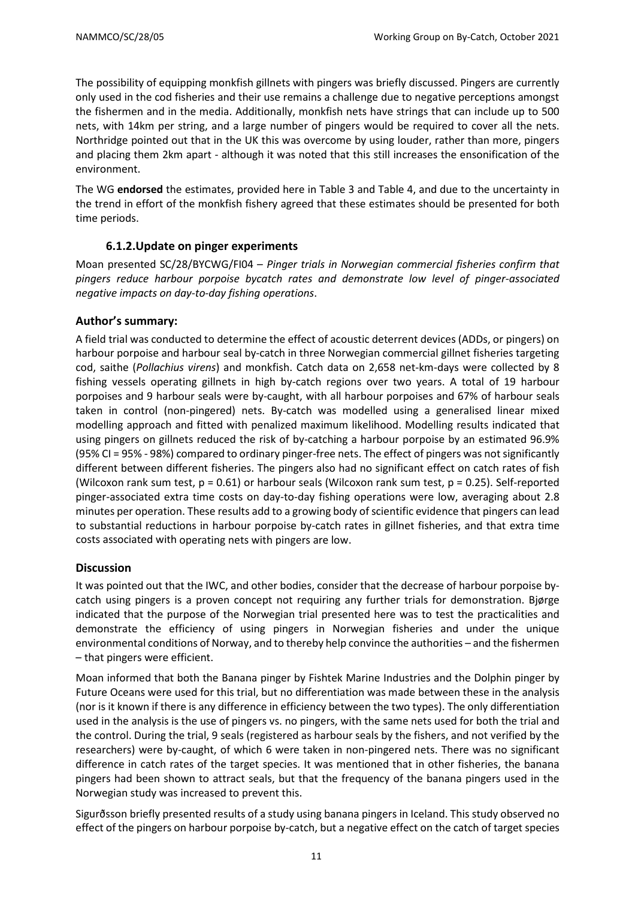The possibility of equipping monkfish gillnets with pingers was briefly discussed. Pingers are currently only used in the cod fisheries and their use remains a challenge due to negative perceptions amongst the fishermen and in the media. Additionally, monkfish nets have strings that can include up to 500 nets, with 14km per string, and a large number of pingers would be required to cover all the nets. Northridge pointed out that in the UK this was overcome by using louder, rather than more, pingers and placing them 2km apart - although it was noted that this still increases the ensonification of the environment.

The WG **endorsed** the estimates, provided here in Table 3 and Table 4, and due to the uncertainty in the trend in effort of the monkfish fishery agreed that these estimates should be presented for both time periods.

### 6.1.2.Update on pinger experiments

Moan presented SC/28/BYCWG/FI04 – *Pinger trials in Norwegian commercial fisheries confirm that pingers reduce harbour porpoise bycatch rates and demonstrate low level of pinger-associated negative impacts on day-to-day fishing operations*.

### Author's summary:

A field trial was conducted to determine the effect of acoustic deterrent devices (ADDs, or pingers) on harbour porpoise and harbour seal by-catch in three Norwegian commercial gillnet fisheries targeting cod, saithe (*Pollachius virens*) and monkfish. Catch data on 2,658 net-km-days were collected by 8 fishing vessels operating gillnets in high by-catch regions over two years. A total of 19 harbour porpoises and 9 harbour seals were by-caught, with all harbour porpoises and 67% of harbour seals taken in control (non-pingered) nets. By-catch was modelled using a generalised linear mixed modelling approach and fitted with penalized maximum likelihood. Modelling results indicated that using pingers on gillnets reduced the risk of by-catching a harbour porpoise by an estimated 96.9% (95% CI = 95% - 98%) compared to ordinary pinger-free nets. The effect of pingers was not significantly different between different fisheries. The pingers also had no significant effect on catch rates of fish (Wilcoxon rank sum test, $p = 0.61$) or harbour seals (Wilcoxon rank sum test, $p = 0.25$). Self-reported pinger-associated extra time costs on day-to-day fishing operations were low, averaging about 2.8 minutes per operation. These results add to a growing body of scientific evidence that pingers can lead to substantial reductions in harbour porpoise by-catch rates in gillnet fisheries, and that extra time costs associated with operating nets with pingers are low.

### Discussion

It was pointed out that the IWC, and other bodies, consider that the decrease of harbour porpoise by-catch using pingers is a proven concept not requiring any further trials for demonstration. Bjørge indicated that the purpose of the Norwegian trial presented here was to test the practicalities and demonstrate the efficiency of using pingers in Norwegian fisheries and under the unique environmental conditions of Norway, and to thereby help convince the authorities – and the fishermen – that pingers were efficient.

Moan informed that both the Banana pinger by Fishtek Marine Industries and the Dolphin pinger by Future Oceans were used for this trial, but no differentiation was made between these in the analysis (nor is it known if there is any difference in efficiency between the two types). The only differentiation used in the analysis is the use of pingers vs. no pingers, with the same nets used for both the trial and the control. During the trial, 9 seals (registered as harbour seals by the fishers, and not verified by the researchers) were by-caught, of which 6 were taken in non-pingered nets. There was no significant difference in catch rates of the target species. It was mentioned that in other fisheries, the banana pingers had been shown to attract seals, but that the frequency of the banana pingers used in the Norwegian study was increased to prevent this.

Sigurðsson briefly presented results of a study using banana pingers in Iceland. This study observed no effect of the pingers on harbour porpoise by-catch, but a negative effect on the catch of target species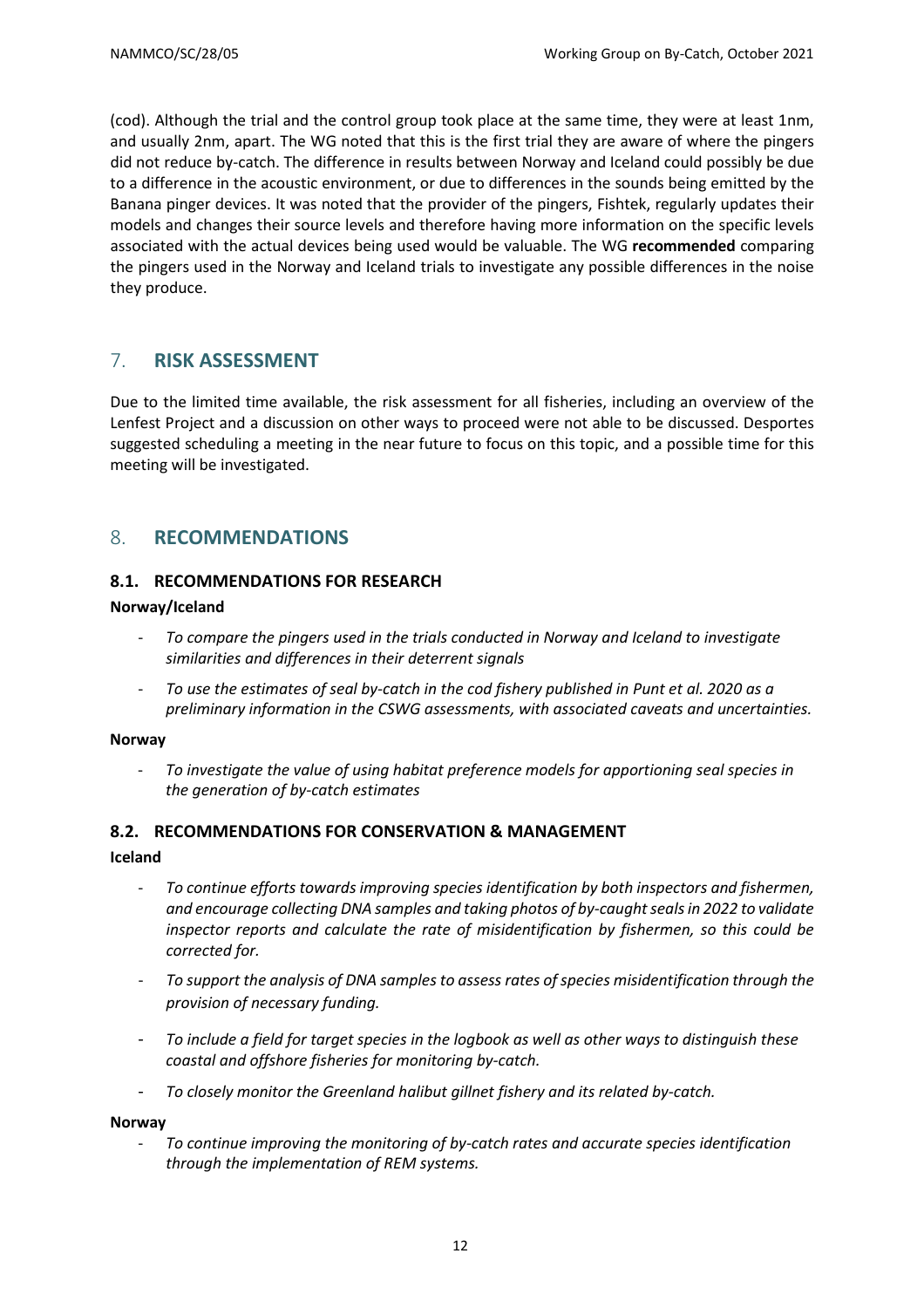(cod). Although the trial and the control group took place at the same time, they were at least 1nm, and usually 2nm, apart. The WG noted that this is the first trial they are aware of where the pingers did not reduce by-catch. The difference in results between Norway and Iceland could possibly be due to a difference in the acoustic environment, or due to differences in the sounds being emitted by the Banana pinger devices. It was noted that the provider of the pingers, Fishtek, regularly updates their models and changes their source levels and therefore having more information on the specific levels associated with the actual devices being used would be valuable. The WG **recommended** comparing the pingers used in the Norway and Iceland trials to investigate any possible differences in the noise they produce.

## 7. RISK ASSESSMENT

Due to the limited time available, the risk assessment for all fisheries, including an overview of the Lenfest Project and a discussion on other ways to proceed were not able to be discussed. Desportes suggested scheduling a meeting in the near future to focus on this topic, and a possible time for this meeting will be investigated.

## 8. RECOMMENDATIONS

### 8.1. RECOMMENDATIONS FOR RESEARCH

**Norway/Iceland**

- *To compare the pingers used in the trials conducted in Norway and Iceland to investigate similarities and differences in their deterrent signals*
- *To use the estimates of seal by-catch in the cod fishery published in Punt et al. 2020 as a preliminary information in the CSWG assessments, with associated caveats and uncertainties.*

**Norway**

- *To investigate the value of using habitat preference models for apportioning seal species in the generation of by-catch estimates*

### 8.2. RECOMMENDATIONS FOR CONSERVATION & MANAGEMENT

**Iceland**

- *To continue efforts towards improving species identification by both inspectors and fishermen, and encourage collecting DNA samples and taking photos of by-caught seals in 2022 to validate inspector reports and calculate the rate of misidentification by fishermen, so this could be corrected for.*
- *To support the analysis of DNA samples to assess rates of species misidentification through the provision of necessary funding.*
- *To include a field for target species in the logbook as well as other ways to distinguish these coastal and offshore fisheries for monitoring by-catch.*
- *To closely monitor the Greenland halibut gillnet fishery and its related by-catch.*

**Norway**

- *To continue improving the monitoring of by-catch rates and accurate species identification through the implementation of REM systems.*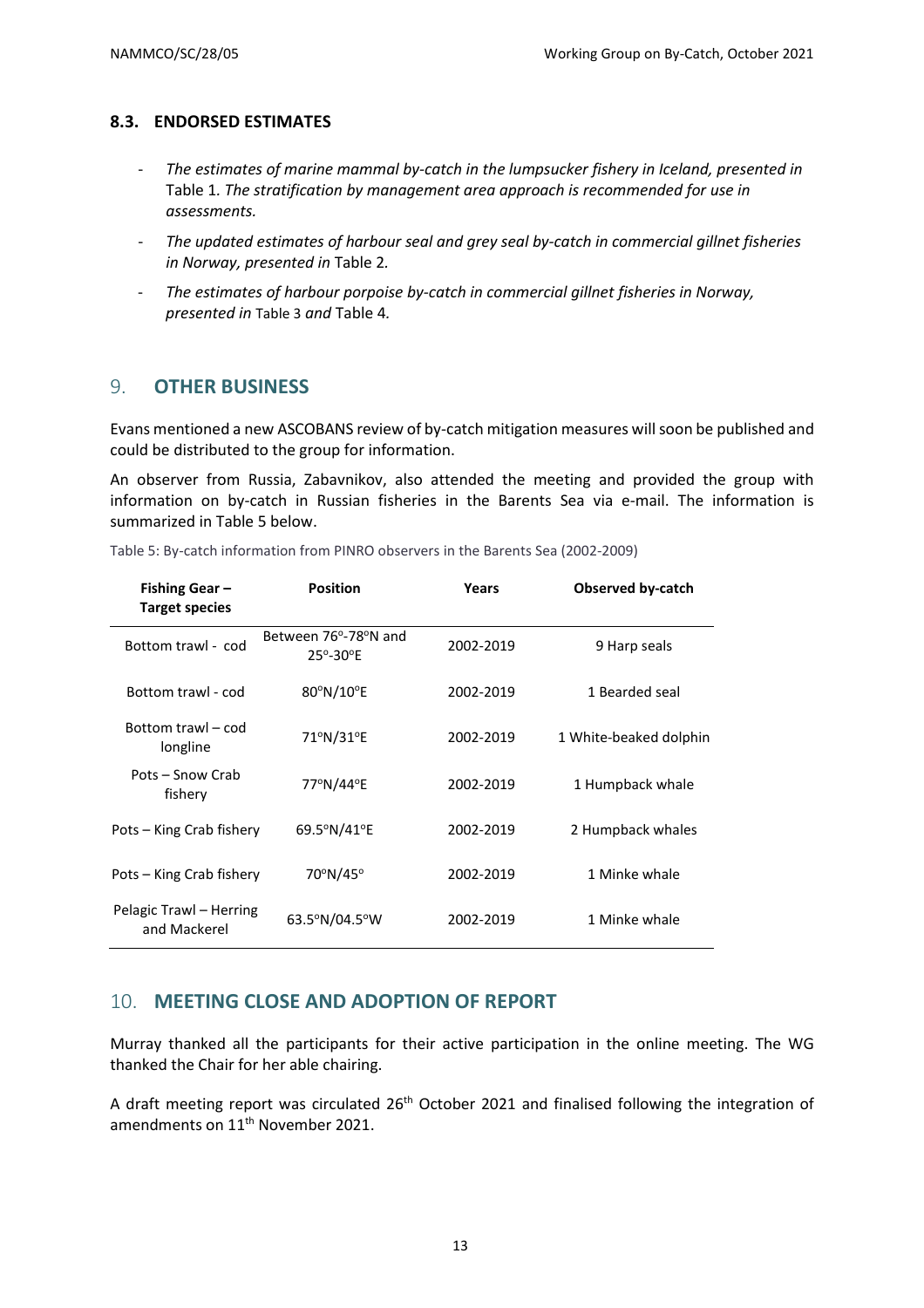### 8.3. ENDORSED ESTIMATES

- *The estimates of marine mammal by-catch in the lumpsucker fishery in Iceland, presented in* Table 1. *The stratification by management area approach is recommended for use in assessments.*
- *The updated estimates of harbour seal and grey seal by-catch in commercial gillnet fisheries in Norway, presented in* Table 2.
- *The estimates of harbour porpoise by-catch in commercial gillnet fisheries in Norway, presented in* Table 3 *and* Table 4.

## 9. OTHER BUSINESS

Evans mentioned a new ASCOBANS review of by-catch mitigation measures will soon be published and could be distributed to the group for information.

An observer from Russia, Zabavnikov, also attended the meeting and provided the group with information on by-catch in Russian fisheries in the Barents Sea via e-mail. The information is summarized in Table 5 below.

Table 5: By-catch information from PINRO observers in the Barents Sea (2002-2009)

| Fishing Gear – Target species | Position | Years | Observed by-catch |
|---|---|---|---|
| Bottom trawl - cod | Between 76°-78°N and 25°-30°E | 2002-2019 | 9 Harp seals |
| Bottom trawl - cod | 80°N/10°E | 2002-2019 | 1 Bearded seal |
| Bottom trawl – cod longline | 71°N/31°E | 2002-2019 | 1 White-beaked dolphin |
| Pots – Snow Crab fishery | 77°N/44°E | 2002-2019 | 1 Humpback whale |
| Pots – King Crab fishery | 69.5°N/41°E | 2002-2019 | 2 Humpback whales |
| Pots – King Crab fishery | 70°N/45° | 2002-2019 | 1 Minke whale |
| Pelagic Trawl – Herring and Mackerel | 63.5°N/04.5°W | 2002-2019 | 1 Minke whale |

## 10. MEETING CLOSE AND ADOPTION OF REPORT

Murray thanked all the participants for their active participation in the online meeting. The WG thanked the Chair for her able chairing.

A draft meeting report was circulated 26th October 2021 and finalised following the integration of amendments on 11th November 2021.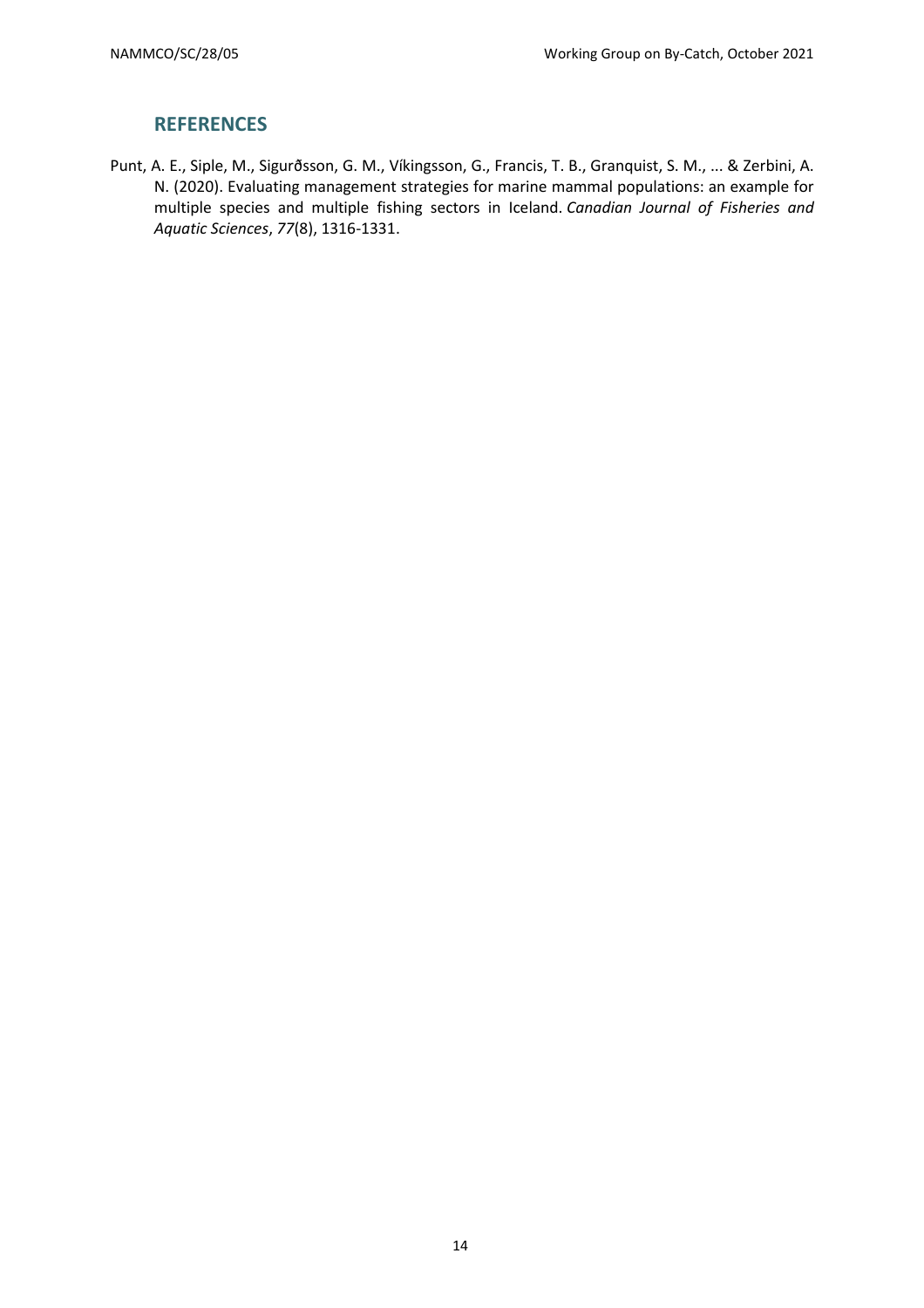## REFERENCES

Punt, A. E., Siple, M., Sigurðsson, G. M., Víkingsson, G., Francis, T. B., Granquist, S. M., ... & Zerbini, A. N. (2020). Evaluating management strategies for marine mammal populations: an example for multiple species and multiple fishing sectors in Iceland. *Canadian Journal of Fisheries and Aquatic Sciences*, *77*(8), 1316-1331.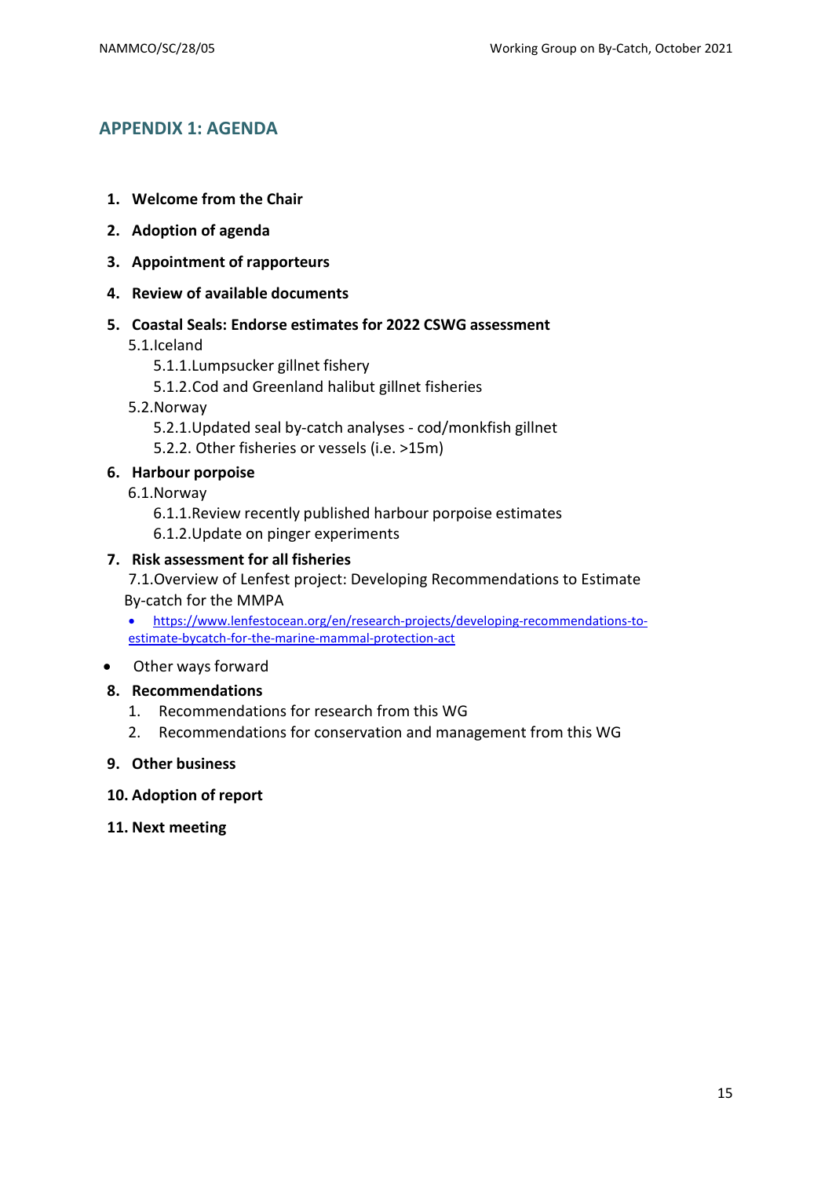## APPENDIX 1: AGENDA

1. **Welcome from the Chair**
2. **Adoption of agenda**
3. **Appointment of rapporteurs**
4. **Review of available documents**
5. **Coastal Seals: Endorse estimates for 2022 CSWG assessment**
   - 5.1. Iceland
     - 5.1.1. Lumpsucker gillnet fishery
     - 5.1.2. Cod and Greenland halibut gillnet fisheries
   - 5.2. Norway
     - 5.2.1. Updated seal by-catch analyses - cod/monkfish gillnet
     - 5.2.2. Other fisheries or vessels (i.e. >15m)
6. **Harbour porpoise**
   - 6.1. Norway
     - 6.1.1. Review recently published harbour porpoise estimates
     - 6.1.2. Update on pinger experiments
7. **Risk assessment for all fisheries**
   - 7.1. Overview of Lenfest project: Developing Recommendations to Estimate By-catch for the MMPA
     - https://www.lenfestocean.org/en/research-projects/developing-recommendations-to-estimate-bycatch-for-the-marine-mammal-protection-act

- Other ways forward

8. **Recommendations**
   1. Recommendations for research from this WG
   2. Recommendations for conservation and management from this WG
9. **Other business**
10. **Adoption of report**
11. **Next meeting**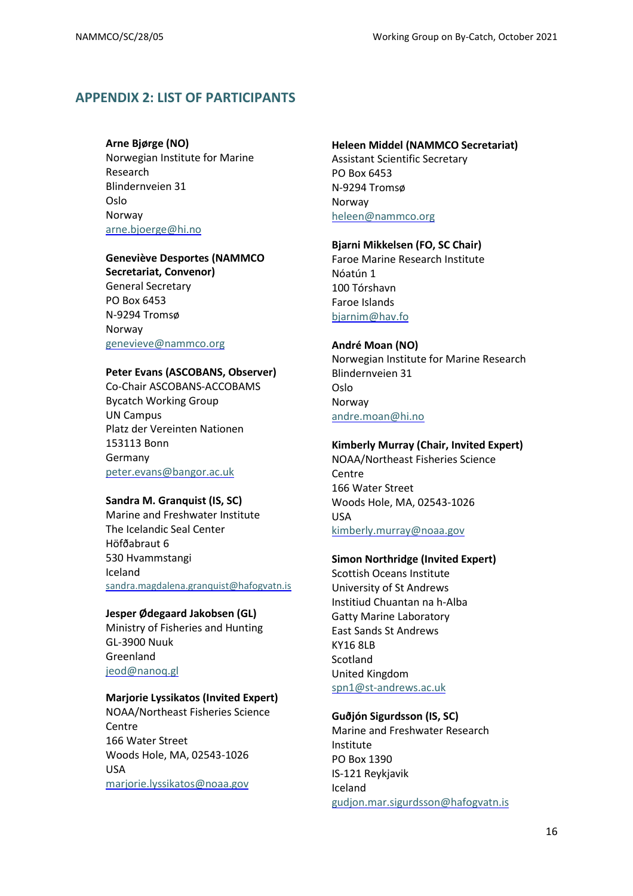## APPENDIX 2: LIST OF PARTICIPANTS

**Arne Bjørge (NO)**
Norwegian Institute for Marine Research
Blindernveien 31
Oslo
Norway
arne.bjoerge@hi.no

**Geneviève Desportes (NAMMCO Secretariat, Convenor)**
General Secretary
PO Box 6453
N-9294 Tromsø
Norway
genevieve@nammco.org

**Peter Evans (ASCOBANS, Observer)**
Co-Chair ASCOBANS-ACCOBAMS Bycatch Working Group
UN Campus
Platz der Vereinten Nationen
153113 Bonn
Germany
peter.evans@bangor.ac.uk

**Sandra M. Granquist (IS, SC)**
Marine and Freshwater Institute
The Icelandic Seal Center
Höfðabraut 6
530 Hvammstangi
Iceland
sandra.magdalena.granquist@hafogvatn.is

**Jesper Ødegaard Jakobsen (GL)**
Ministry of Fisheries and Hunting
GL-3900 Nuuk
Greenland
jeod@nanoq.gl

**Marjorie Lyssikatos (Invited Expert)**
NOAA/Northeast Fisheries Science Centre
166 Water Street
Woods Hole, MA, 02543-1026
USA
marjorie.lyssikatos@noaa.gov

**Heleen Middel (NAMMCO Secretariat)**
Assistant Scientific Secretary
PO Box 6453
N-9294 Tromsø
Norway
heleen@nammco.org

**Bjarni Mikkelsen (FO, SC Chair)**
Faroe Marine Research Institute
Nóatún 1
100 Tórshavn
Faroe Islands
bjarnim@hav.fo

**André Moan (NO)**
Norwegian Institute for Marine Research
Blindernveien 31
Oslo
Norway
andre.moan@hi.no

**Kimberly Murray (Chair, Invited Expert)**
NOAA/Northeast Fisheries Science Centre
166 Water Street
Woods Hole, MA, 02543-1026
USA
kimberly.murray@noaa.gov

**Simon Northridge (Invited Expert)**
Scottish Oceans Institute
University of St Andrews
Institiud Chuantan na h-Alba
Gatty Marine Laboratory
East Sands St Andrews
KY16 8LB
Scotland
United Kingdom
spn1@st-andrews.ac.uk

**Guðjón Sigurdsson (IS, SC)**
Marine and Freshwater Research Institute
PO Box 1390
IS-121 Reykjavik
Iceland
gudjon.mar.sigurdsson@hafogvatn.is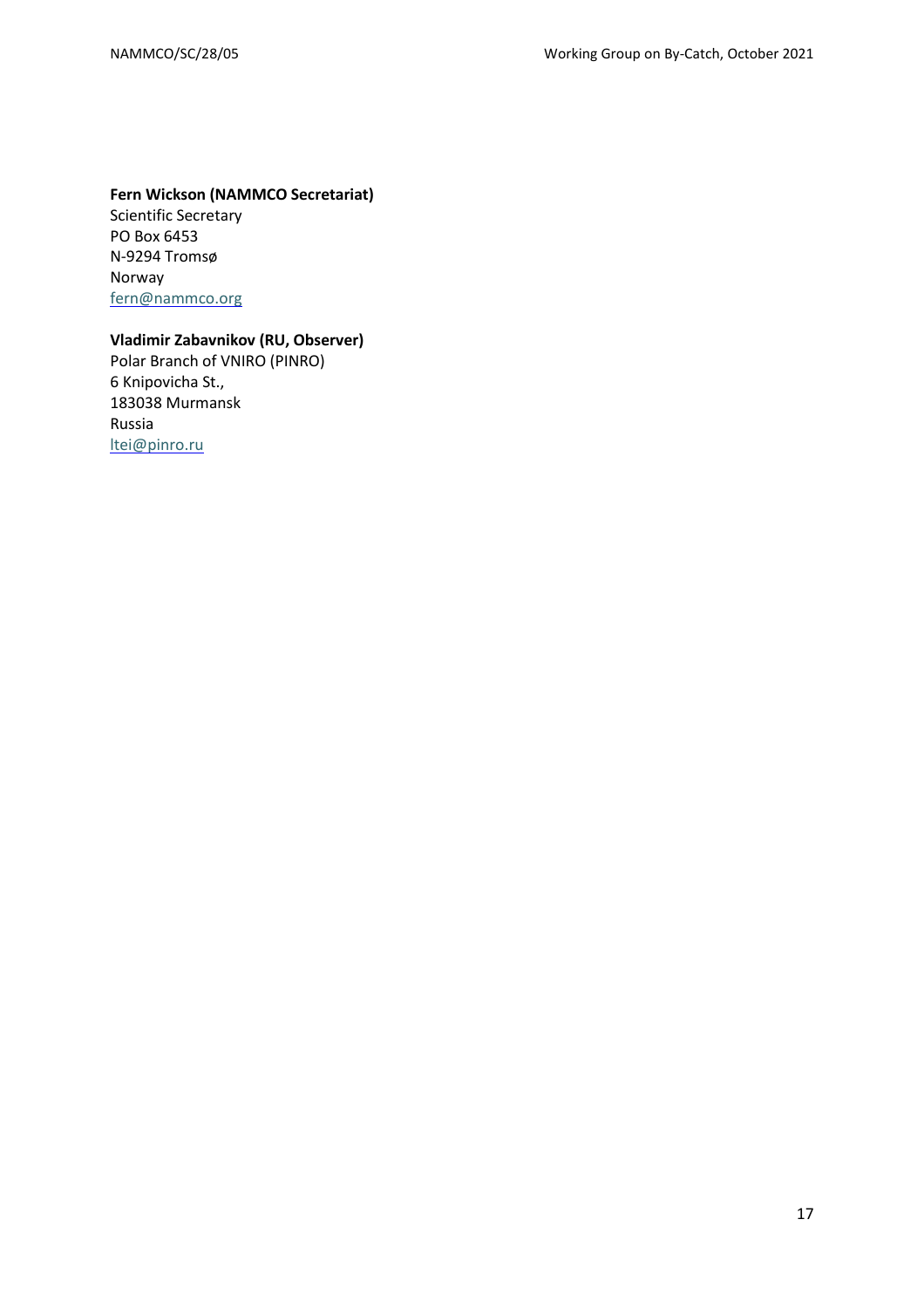**Fern Wickson (NAMMCO Secretariat)**
Scientific Secretary
PO Box 6453
N-9294 Tromsø
Norway
fern@nammco.org

**Vladimir Zabavnikov (RU, Observer)**
Polar Branch of VNIRO (PINRO)
6 Knipovicha St.,
183038 Murmansk
Russia
ltei@pinro.ru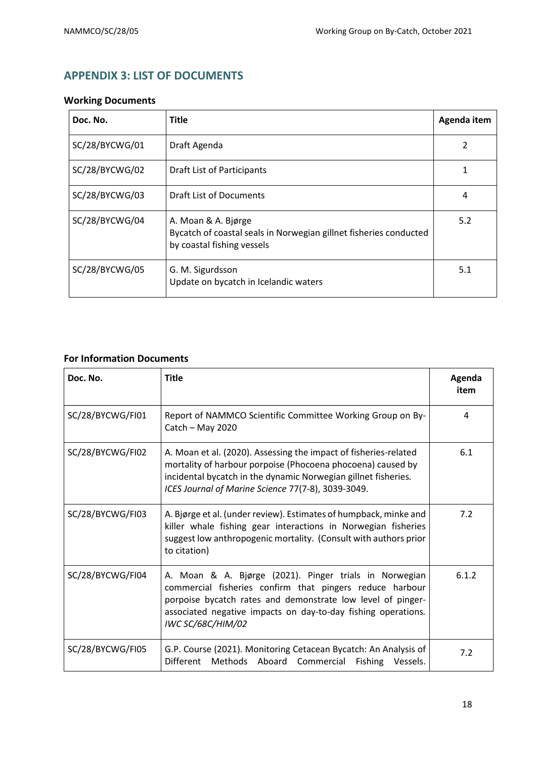## APPENDIX 3: LIST OF DOCUMENTS

### Working Documents

| Doc. No. | Title | Agenda item |
|---|---|---|
| SC/28/BYCWG/01 | Draft Agenda | 2 |
| SC/28/BYCWG/02 | Draft List of Participants | 1 |
| SC/28/BYCWG/03 | Draft List of Documents | 4 |
| SC/28/BYCWG/04 | A. Moan & A. Bjørge<br>Bycatch of coastal seals in Norwegian gillnet fisheries conducted by coastal fishing vessels | 5.2 |
| SC/28/BYCWG/05 | G. M. Sigurdsson<br>Update on bycatch in Icelandic waters | 5.1 |

### For Information Documents

| Doc. No. | Title | Agenda item |
|---|---|---|
| SC/28/BYCWG/FI01 | Report of NAMMCO Scientific Committee Working Group on By-Catch – May 2020 | 4 |
| SC/28/BYCWG/FI02 | A. Moan et al. (2020). Assessing the impact of fisheries-related mortality of harbour porpoise (Phocoena phocoena) caused by incidental bycatch in the dynamic Norwegian gillnet fisheries. *ICES Journal of Marine Science* 77(7-8), 3039-3049. | 6.1 |
| SC/28/BYCWG/FI03 | A. Bjørge et al. (under review). Estimates of humpback, minke and killer whale fishing gear interactions in Norwegian fisheries suggest low anthropogenic mortality. (Consult with authors prior to citation) | 7.2 |
| SC/28/BYCWG/FI04 | A. Moan & A. Bjørge (2021). Pinger trials in Norwegian commercial fisheries confirm that pingers reduce harbour porpoise bycatch rates and demonstrate low level of pinger-associated negative impacts on day-to-day fishing operations. *IWC SC/68C/HIM/02* | 6.1.2 |
| SC/28/BYCWG/FI05 | G.P. Course (2021). Monitoring Cetacean Bycatch: An Analysis of Different Methods Aboard Commercial Fishing Vessels. | 7.2 |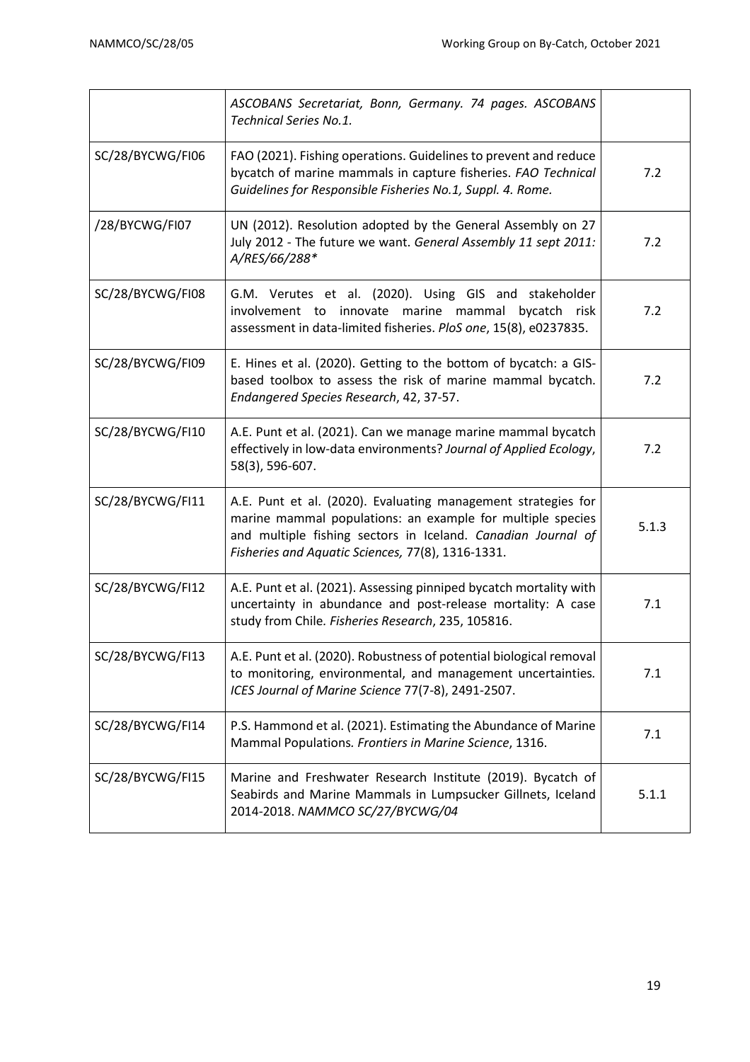| | | |
|---|---|---|
| | *ASCOBANS Secretariat, Bonn, Germany. 74 pages. ASCOBANS Technical Series No.1.* | |
| SC/28/BYCWG/FI06 | FAO (2021). Fishing operations. Guidelines to prevent and reduce bycatch of marine mammals in capture fisheries. *FAO Technical Guidelines for Responsible Fisheries No.1, Suppl. 4. Rome.* | 7.2 |
| /28/BYCWG/FI07 | UN (2012). Resolution adopted by the General Assembly on 27 July 2012 - The future we want. *General Assembly 11 sept 2011: A/RES/66/288** | 7.2 |
| SC/28/BYCWG/FI08 | G.M. Verutes et al. (2020). Using GIS and stakeholder involvement to innovate marine mammal bycatch risk assessment in data-limited fisheries. *PloS one*, 15(8), e0237835. | 7.2 |
| SC/28/BYCWG/FI09 | E. Hines et al. (2020). Getting to the bottom of bycatch: a GIS-based toolbox to assess the risk of marine mammal bycatch. *Endangered Species Research*, 42, 37-57. | 7.2 |
| SC/28/BYCWG/FI10 | A.E. Punt et al. (2021). Can we manage marine mammal bycatch effectively in low-data environments? *Journal of Applied Ecology*, 58(3), 596-607. | 7.2 |
| SC/28/BYCWG/FI11 | A.E. Punt et al. (2020). Evaluating management strategies for marine mammal populations: an example for multiple species and multiple fishing sectors in Iceland. *Canadian Journal of Fisheries and Aquatic Sciences,* 77(8), 1316-1331. | 5.1.3 |
| SC/28/BYCWG/FI12 | A.E. Punt et al. (2021). Assessing pinniped bycatch mortality with uncertainty in abundance and post-release mortality: A case study from Chile. *Fisheries Research*, 235, 105816. | 7.1 |
| SC/28/BYCWG/FI13 | A.E. Punt et al. (2020). Robustness of potential biological removal to monitoring, environmental, and management uncertainties. *ICES Journal of Marine Science* 77(7-8), 2491-2507. | 7.1 |
| SC/28/BYCWG/FI14 | P.S. Hammond et al. (2021). Estimating the Abundance of Marine Mammal Populations. *Frontiers in Marine Science*, 1316. | 7.1 |
| SC/28/BYCWG/FI15 | Marine and Freshwater Research Institute (2019). Bycatch of Seabirds and Marine Mammals in Lumpsucker Gillnets, Iceland 2014-2018. *NAMMCO SC/27/BYCWG/04* | 5.1.1 |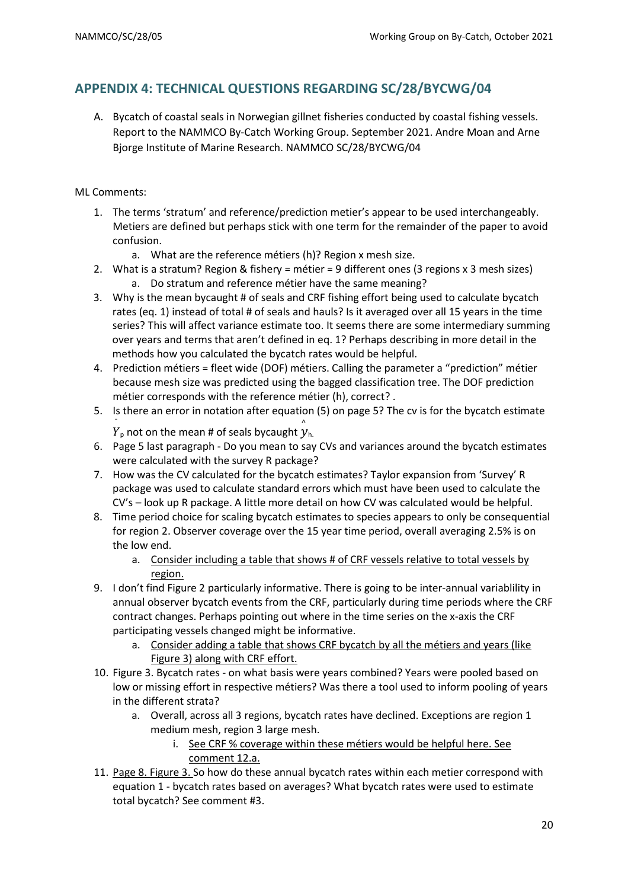## APPENDIX 4: TECHNICAL QUESTIONS REGARDING SC/28/BYCWG/04

A. Bycatch of coastal seals in Norwegian gillnet fisheries conducted by coastal fishing vessels. Report to the NAMMCO By-Catch Working Group. September 2021. Andre Moan and Arne Bjorge Institute of Marine Research. NAMMCO SC/28/BYCWG/04

ML Comments:

1. The terms 'stratum' and reference/prediction metier's appear to be used interchangeably. Metiers are defined but perhaps stick with one term for the remainder of the paper to avoid confusion.
   a. What are the reference métiers (h)? Region x mesh size.
2. What is a stratum? Region & fishery = métier = 9 different ones (3 regions x 3 mesh sizes)
   a. Do stratum and reference métier have the same meaning?
3. Why is the mean bycaught # of seals and CRF fishing effort being used to calculate bycatch rates (eq. 1) instead of total # of seals and hauls? Is it averaged over all 15 years in the time series? This will affect variance estimate too. It seems there are some intermediary summing over years and terms that aren't defined in eq. 1? Perhaps describing in more detail in the methods how you calculated the bycatch rates would be helpful.
4. Prediction métiers = fleet wide (DOF) métiers. Calling the parameter a "prediction" métier because mesh size was predicted using the bagged classification tree. The DOF prediction métier corresponds with the reference métier (h), correct? .
5. Is there an error in notation after equation (5) on page 5? The cv is for the bycatch estimate $\hat{Y}_p$ not on the mean # of seals bycaught $\hat{y}_{h.}$
6. Page 5 last paragraph - Do you mean to say CVs and variances around the bycatch estimates were calculated with the survey R package?
7. How was the CV calculated for the bycatch estimates? Taylor expansion from 'Survey' R package was used to calculate standard errors which must have been used to calculate the CV's – look up R package. A little more detail on how CV was calculated would be helpful.
8. Time period choice for scaling bycatch estimates to species appears to only be consequential for region 2. Observer coverage over the 15 year time period, overall averaging 2.5% is on the low end.
   a. <u>Consider including a table that shows # of CRF vessels relative to total vessels by region.</u>
9. I don't find Figure 2 particularly informative. There is going to be inter-annual variablility in annual observer bycatch events from the CRF, particularly during time periods where the CRF contract changes. Perhaps pointing out where in the time series on the x-axis the CRF participating vessels changed might be informative.
   a. <u>Consider adding a table that shows CRF bycatch by all the métiers and years (like Figure 3) along with CRF effort.</u>
10. Figure 3. Bycatch rates - on what basis were years combined? Years were pooled based on low or missing effort in respective métiers? Was there a tool used to inform pooling of years in the different strata?
    a. Overall, across all 3 regions, bycatch rates have declined. Exceptions are region 1 medium mesh, region 3 large mesh.
       i. <u>See CRF % coverage within these métiers would be helpful here. See comment 12.a.</u>
11. <u>Page 8. Figure 3.</u> So how do these annual bycatch rates within each metier correspond with equation 1 - bycatch rates based on averages? What bycatch rates were used to estimate total bycatch? See comment #3.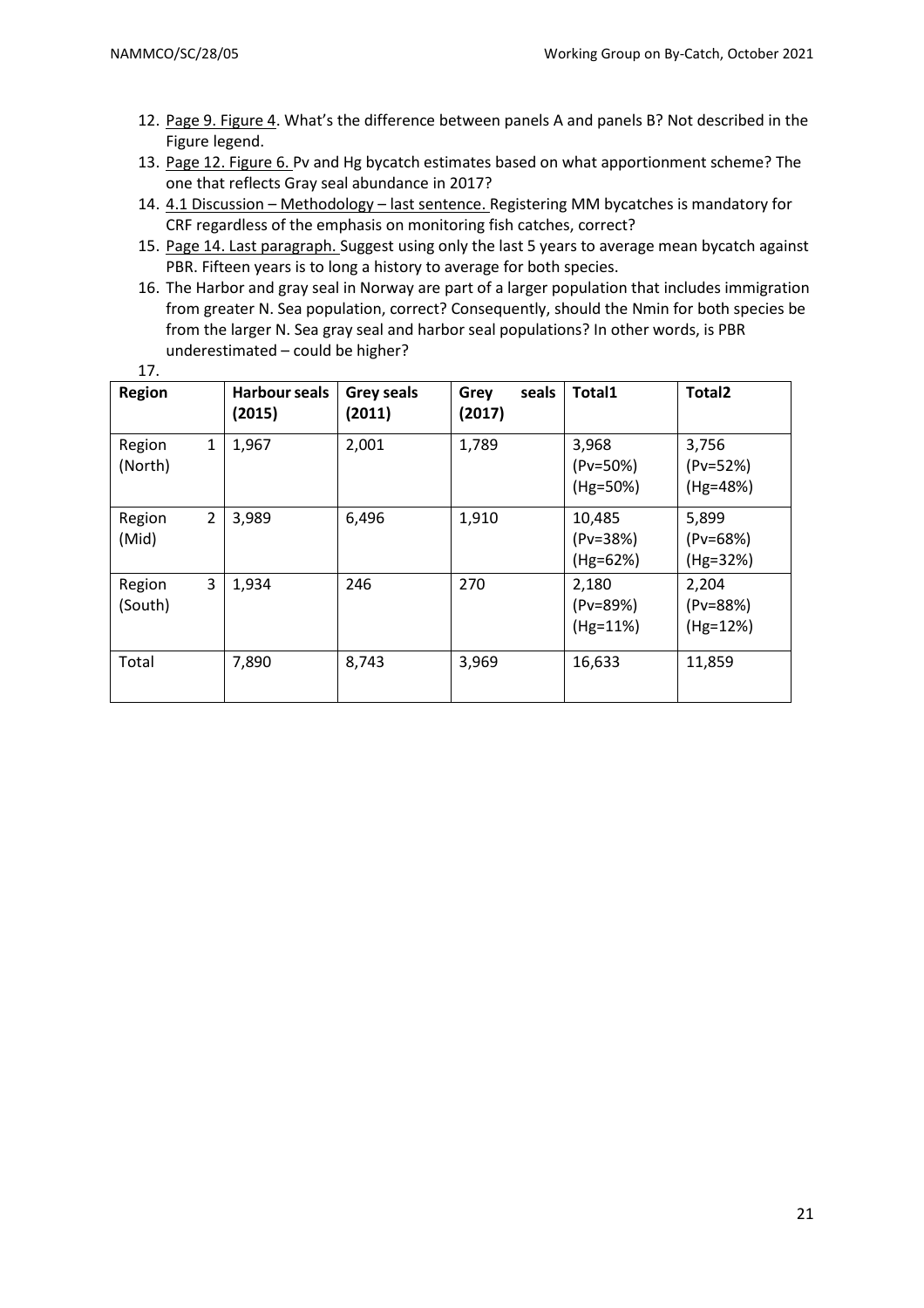12. Page 9. Figure 4. What's the difference between panels A and panels B? Not described in the Figure legend.
13. Page 12. Figure 6. Pv and Hg bycatch estimates based on what apportionment scheme? The one that reflects Gray seal abundance in 2017?
14. 4.1 Discussion – Methodology – last sentence. Registering MM bycatches is mandatory for CRF regardless of the emphasis on monitoring fish catches, correct?
15. Page 14. Last paragraph. Suggest using only the last 5 years to average mean bycatch against PBR. Fifteen years is to long a history to average for both species.
16. The Harbor and gray seal in Norway are part of a larger population that includes immigration from greater N. Sea population, correct? Consequently, should the Nmin for both species be from the larger N. Sea gray seal and harbor seal populations? In other words, is PBR underestimated – could be higher?
17.

| **Region** | **Harbour seals (2015)** | **Grey seals (2011)** | **Grey seals (2017)** | **Total1** | **Total2** |
|---|---|---|---|---|---|
| Region 1 (North) | 1,967 | 2,001 | 1,789 | 3,968 (Pv=50%) (Hg=50%) | 3,756 (Pv=52%) (Hg=48%) |
| Region 2 (Mid) | 3,989 | 6,496 | 1,910 | 10,485 (Pv=38%) (Hg=62%) | 5,899 (Pv=68%) (Hg=32%) |
| Region 3 (South) | 1,934 | 246 | 270 | 2,180 (Pv=89%) (Hg=11%) | 2,204 (Pv=88%) (Hg=12%) |
| Total | 7,890 | 8,743 | 3,969 | 16,633 | 11,859 |